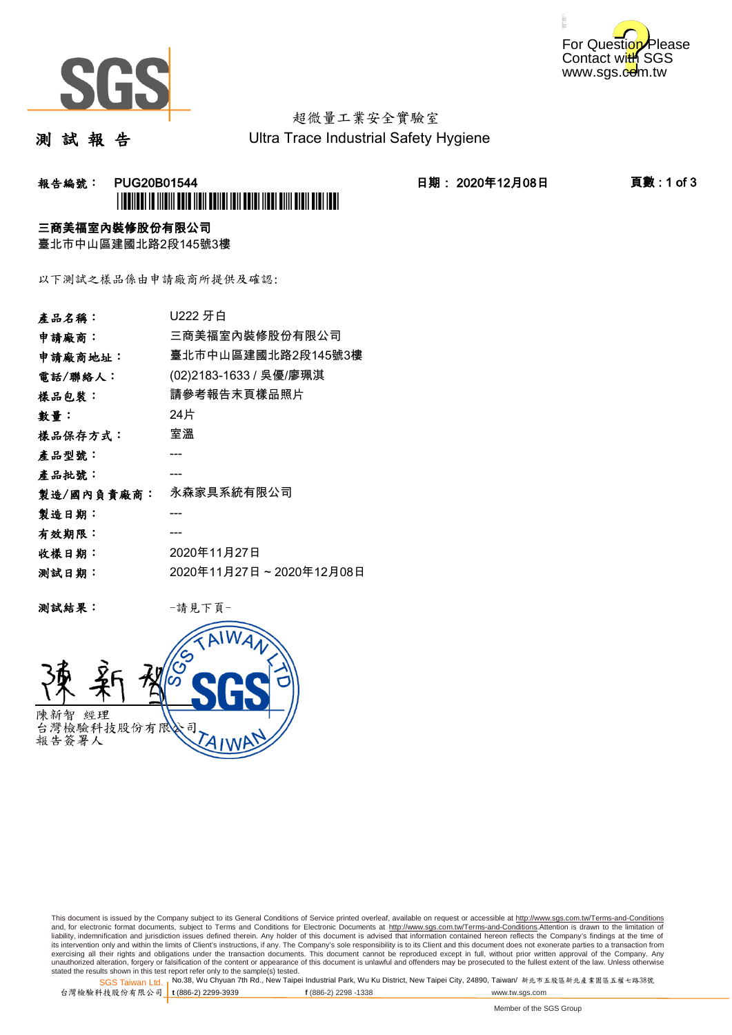SGS

For Question Please Contact with SGS www.sgs.com.tw

# 測 試 報 告

超微量工業安全實驗室
Ultra Trace Industrial Safety Hygiene

**報告編號： PUG20B01544** **日期： 2020年12月08日** **頁數 : 1 of 3**

**三商美福室內裝修股份有限公司**
臺北市中山區建國北路2段145號3樓

以下測試之樣品係由申請廠商所提供及確認:

| | |
|---|---|
| **產品名稱：** | U222 牙白 |
| **申請廠商：** | 三商美福室內裝修股份有限公司 |
| **申請廠商地址：** | 臺北市中山區建國北路2段145號3樓 |
| **電話/聯絡人：** | (02)2183-1633 / 吳優/廖珮淇 |
| **樣品包裝：** | 請參考報告末頁樣品照片 |
| **數量：** | 24片 |
| **樣品保存方式：** | 室溫 |
| **產品型號：** | --- |
| **產品批號：** | --- |
| **製造/國內負責廠商：** | 永森家具系統有限公司 |
| **製造日期：** | --- |
| **有效期限：** | --- |
| **收樣日期：** | 2020年11月27日 |
| **測試日期：** | 2020年11月27日 ~ 2020年12月08日 |

**測試結果：** -請見下頁-

陳新智 經理
台灣檢驗科技股份有限公司
報告簽署人

This document is issued by the Company subject to its General Conditions of Service printed overleaf, available on request or accessible at http://www.sgs.com.tw/Terms-and-Conditions and, for electronic format documents, subject to Terms and Conditions for Electronic Documents at http://www.sgs.com.tw/Terms-and-Conditions.Attention is drawn to the limitation of liability, indemnification and jurisdiction issues defined therein. Any holder of this document is advised that information contained hereon reflects the Company's findings at the time of its intervention only and within the limits of Client's instructions, if any. The Company's sole responsibility is to its Client and this document does not exonerate parties to a transaction from exercising all their rights and obligations under the transaction documents. This document cannot be reproduced except in full, without prior written approval of the Company. Any unauthorized alteration, forgery or falsification of the content or appearance of this document is unlawful and offenders may be prosecuted to the fullest extent of the law. Unless otherwise stated the results shown in this test report refer only to the sample(s) tested.

SGS Taiwan Ltd. | No.38, Wu Chyuan 7th Rd., New Taipei Industrial Park, Wu Ku District, New Taipei City, 24890, Taiwan/ 新北市五股區新北產業園區五權七路38號
台灣檢驗科技股份有限公司 | t (886-2) 2299-3939 f (886-2) 2298 -1338 www.tw.sgs.com

Member of the SGS Group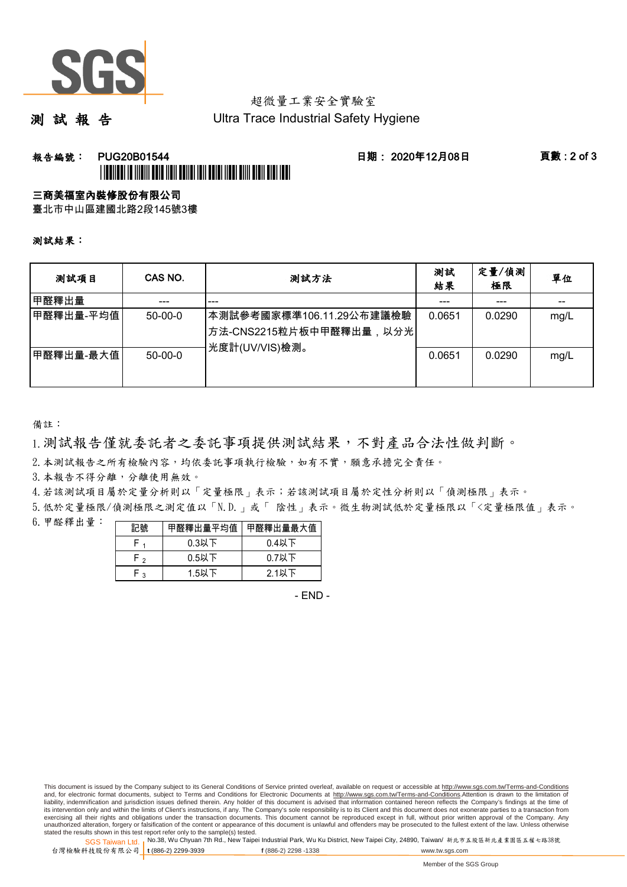# 測 試 報 告

超微量工業安全實驗室
Ultra Trace Industrial Safety Hygiene

**報告編號：** PUG20B01544　　**日期：** 2020年12月08日

**三商美福室內裝修股份有限公司**
臺北市中山區建國北路2段145號3樓

**測試結果：**

| 測試項目 | CAS NO. | 測試方法 | 測試結果 | 定量/偵測極限 | 單位 |
|---|---|---|---|---|---|
| 甲醛釋出量 | --- | --- | --- | --- | -- |
| 甲醛釋出量-平均值 | 50-00-0 | 本測試參考國家標準106.11.29公布建議檢驗方法-CNS2215粒片板中甲醛釋出量，以分光光度計(UV/VIS)檢測。 | 0.0651 | 0.0290 | mg/L |
| 甲醛釋出量-最大值 | 50-00-0 | | 0.0651 | 0.0290 | mg/L |

備註：

1. 測試報告僅就委託者之委託事項提供測試結果，不對產品合法性做判斷。
2. 本測試報告之所有檢驗內容，均依委託事項執行檢驗，如有不實，願意承擔完全責任。
3. 本報告不得分離，分離使用無效。
4. 若該測試項目屬於定量分析則以「定量極限」表示；若該測試項目屬於定性分析則以「偵測極限」表示。
5. 低於定量極限/偵測極限之測定值以「N.D.」或「 陰性」表示。微生物測試低於定量極限以「<定量極限值」表示。
6. 甲醛釋出量：

| 記號 | 甲醛釋出量平均值 | 甲醛釋出量最大值 |
|---|---|---|
| $F_1$ | 0.3以下 | 0.4以下 |
| $F_2$ | 0.5以下 | 0.7以下 |
| $F_3$ | 1.5以下 | 2.1以下 |

- END -

This document is issued by the Company subject to its General Conditions of Service printed overleaf, available on request or accessible at http://www.sgs.com.tw/Terms-and-Conditions and, for electronic format documents, subject to Terms and Conditions for Electronic Documents at http://www.sgs.com.tw/Terms-and-Conditions.Attention is drawn to the limitation of liability, indemnification and jurisdiction issues defined therein. Any holder of this document is advised that information contained hereon reflects the Company's findings at the time of its intervention only and within the limits of Client's instructions, if any. The Company's sole responsibility is to its Client and this document does not exonerate parties to a transaction from exercising all their rights and obligations under the transaction documents. This document cannot be reproduced except in full, without prior written approval of the Company. Any unauthorized alteration, forgery or falsification of the content or appearance of this document is unlawful and offenders may be prosecuted to the fullest extent of the law. Unless otherwise stated the results shown in this test report refer only to the sample(s) tested.

SGS Taiwan Ltd. 台灣檢驗科技股份有限公司 | No.38, Wu Chyuan 7th Rd., New Taipei Industrial Park, Wu Ku District, New Taipei City, 24890, Taiwan/ 新北市五股區新北產業園區五權七路38號 | t (886-2) 2299-3939 | f (886-2) 2298 -1338 | www.tw.sgs.com

Member of the SGS Group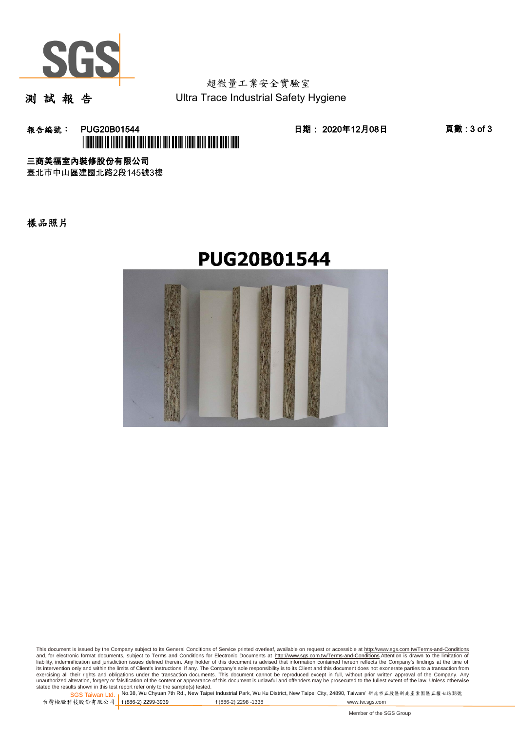# 測 試 報 告

超微量工業安全實驗室
Ultra Trace Industrial Safety Hygiene

**報告編號： PUG20B01544** **日期： 2020年12月08日**

**三商美福室內裝修股份有限公司**
臺北市中山區建國北路2段145號3樓

## 樣品照片

**PUG20B01544**

This document is issued by the Company subject to its General Conditions of Service printed overleaf, available on request or accessible at http://www.sgs.com.tw/Terms-and-Conditions and, for electronic format documents, subject to Terms and Conditions for Electronic Documents at http://www.sgs.com.tw/Terms-and-Conditions.Attention is drawn to the limitation of liability, indemnification and jurisdiction issues defined therein. Any holder of this document is advised that information contained hereon reflects the Company's findings at the time of its intervention only and within the limits of Client's instructions, if any. The Company's sole responsibility is to its Client and this document does not exonerate parties to a transaction from exercising all their rights and obligations under the transaction documents. This document cannot be reproduced except in full, without prior written approval of the Company. Any unauthorized alteration, forgery or falsification of the content or appearance of this document is unlawful and offenders may be prosecuted to the fullest extent of the law. Unless otherwise stated the results shown in this test report refer only to the sample(s) tested.

SGS Taiwan Ltd. 台灣檢驗科技股份有限公司 | No.38, Wu Chyuan 7th Rd., New Taipei Industrial Park, Wu Ku District, New Taipei City, 24890, Taiwan/ 新北市五股區新北產業園區五權七路38號 | t (886-2) 2299-3939 f (886-2) 2298 -1338 www.tw.sgs.com

Member of the SGS Group